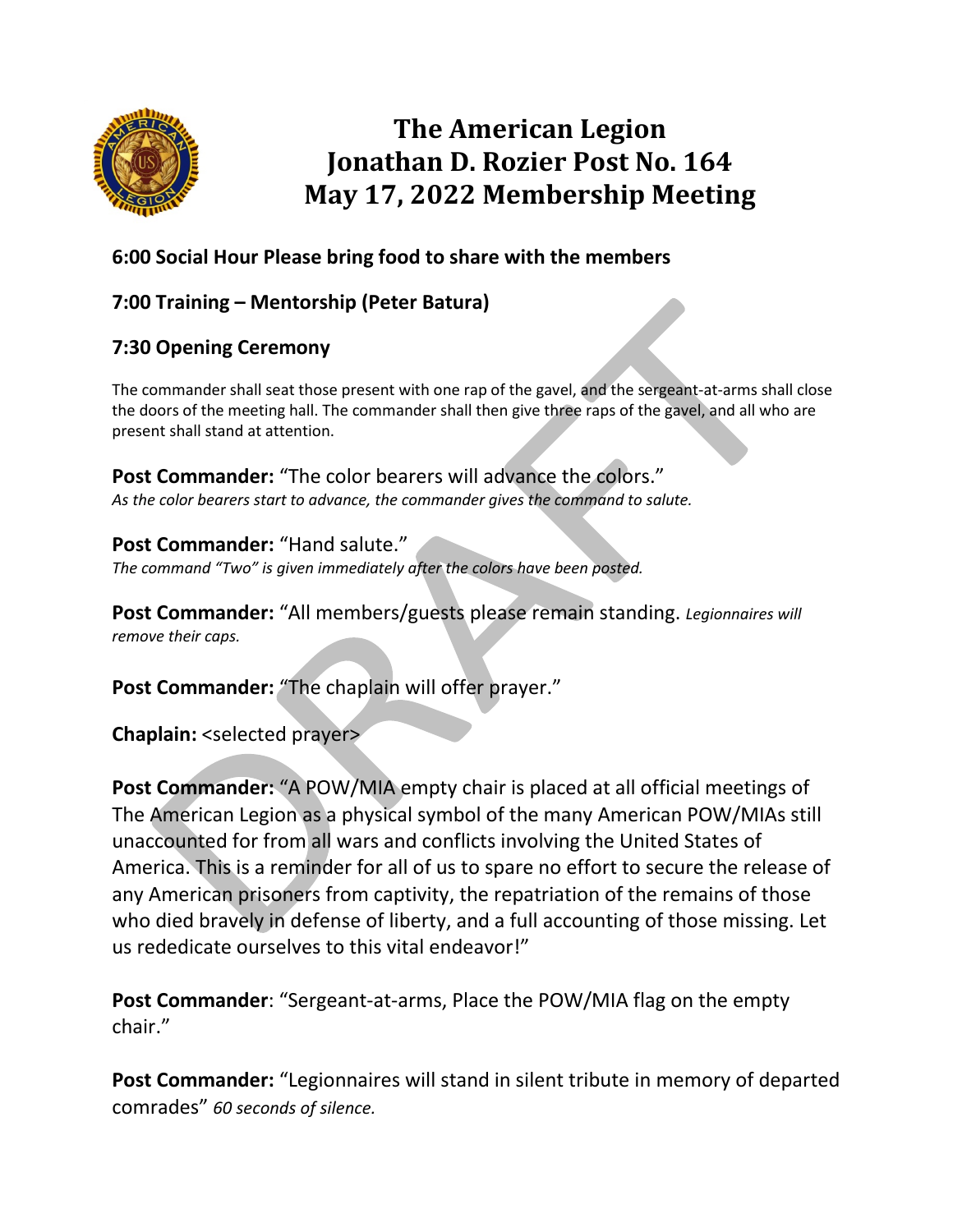# The American Legion
# Jonathan D. Rozier Post No. 164
# May 17, 2022 Membership Meeting

**6:00 Social Hour Please bring food to share with the members**

**7:00 Training – Mentorship (Peter Batura)**

**7:30 Opening Ceremony**

The commander shall seat those present with one rap of the gavel, and the sergeant-at-arms shall close the doors of the meeting hall. The commander shall then give three raps of the gavel, and all who are present shall stand at attention.

**Post Commander:** "The color bearers will advance the colors."
*As the color bearers start to advance, the commander gives the command to salute.*

**Post Commander:** "Hand salute."
*The command "Two" is given immediately after the colors have been posted.*

**Post Commander:** "All members/guests please remain standing. *Legionnaires will remove their caps.*

**Post Commander:** "The chaplain will offer prayer."

**Chaplain:** <selected prayer>

**Post Commander:** "A POW/MIA empty chair is placed at all official meetings of The American Legion as a physical symbol of the many American POW/MIAs still unaccounted for from all wars and conflicts involving the United States of America. This is a reminder for all of us to spare no effort to secure the release of any American prisoners from captivity, the repatriation of the remains of those who died bravely in defense of liberty, and a full accounting of those missing. Let us rededicate ourselves to this vital endeavor!"

**Post Commander**: "Sergeant-at-arms, Place the POW/MIA flag on the empty chair."

**Post Commander:** "Legionnaires will stand in silent tribute in memory of departed comrades" *60 seconds of silence.*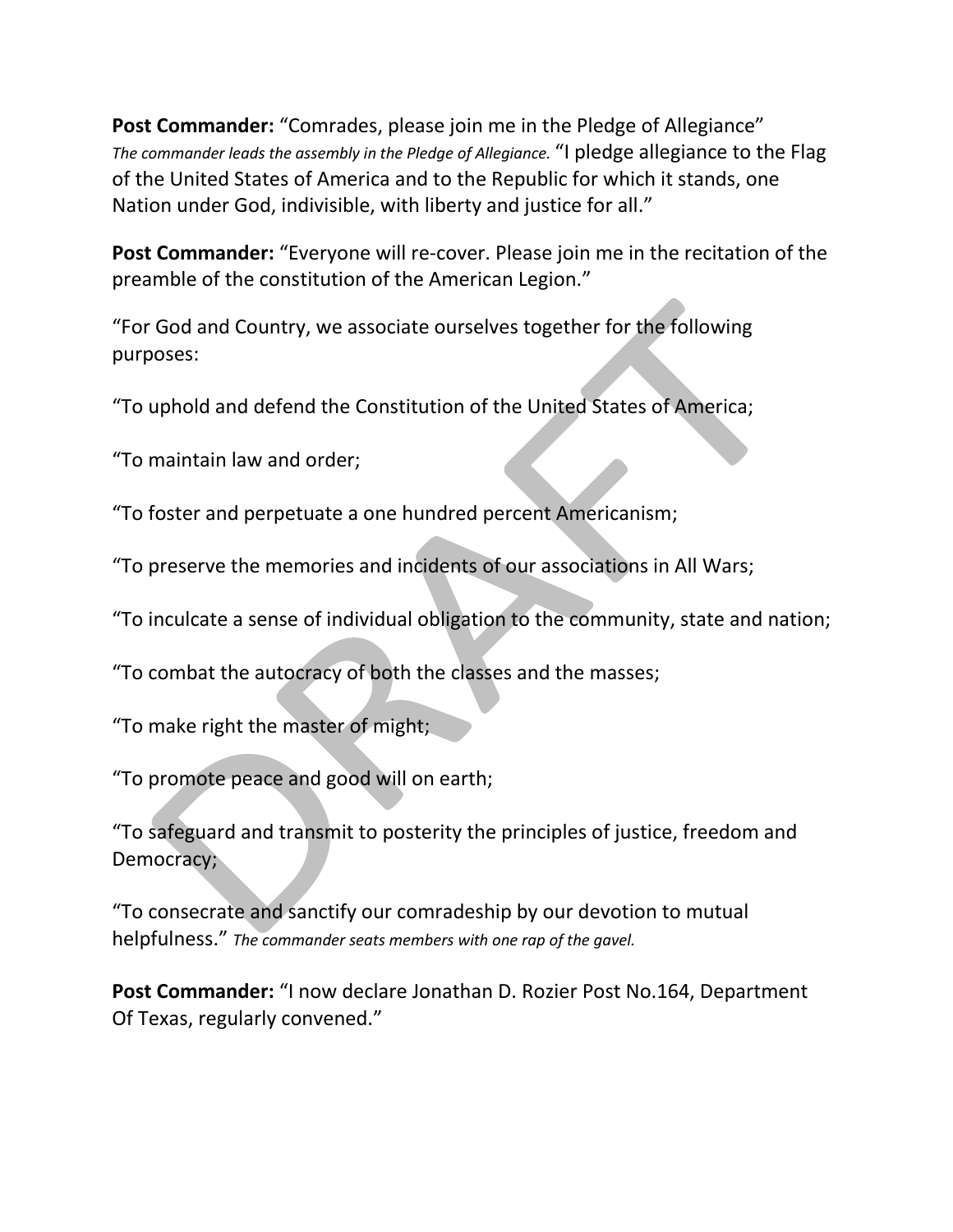**Post Commander:** “Comrades, please join me in the Pledge of Allegiance” *The commander leads the assembly in the Pledge of Allegiance.* “I pledge allegiance to the Flag of the United States of America and to the Republic for which it stands, one Nation under God, indivisible, with liberty and justice for all.”

**Post Commander:** “Everyone will re-cover. Please join me in the recitation of the preamble of the constitution of the American Legion.”

“For God and Country, we associate ourselves together for the following purposes:

“To uphold and defend the Constitution of the United States of America;

“To maintain law and order;

“To foster and perpetuate a one hundred percent Americanism;

“To preserve the memories and incidents of our associations in All Wars;

“To inculcate a sense of individual obligation to the community, state and nation;

“To combat the autocracy of both the classes and the masses;

“To make right the master of might;

“To promote peace and good will on earth;

“To safeguard and transmit to posterity the principles of justice, freedom and Democracy;

“To consecrate and sanctify our comradeship by our devotion to mutual helpfulness.” *The commander seats members with one rap of the gavel.*

**Post Commander:** “I now declare Jonathan D. Rozier Post No.164, Department Of Texas, regularly convened.”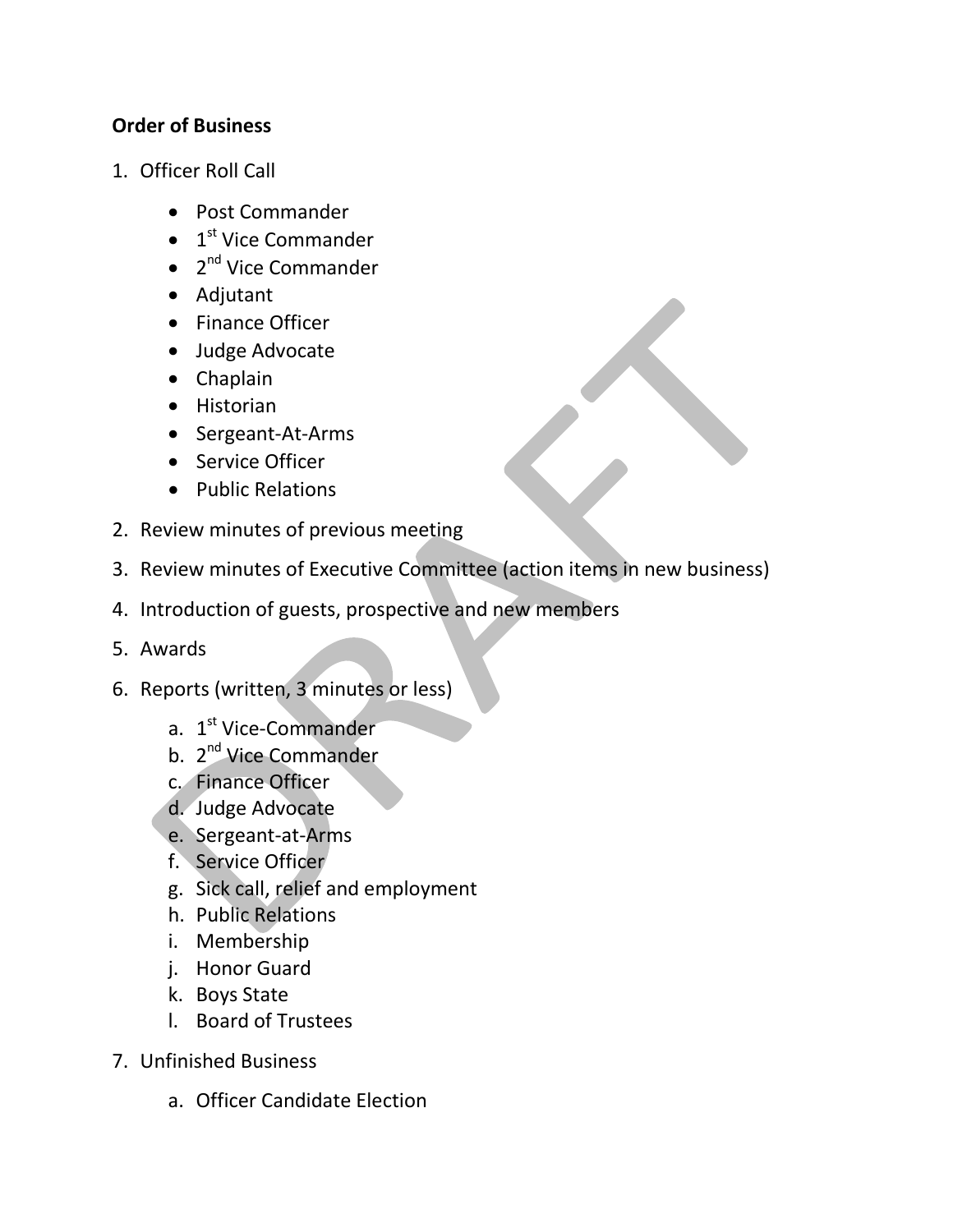**Order of Business**

1. Officer Roll Call
   - Post Commander
   - 1st Vice Commander
   - 2nd Vice Commander
   - Adjutant
   - Finance Officer
   - Judge Advocate
   - Chaplain
   - Historian
   - Sergeant-At-Arms
   - Service Officer
   - Public Relations
2. Review minutes of previous meeting
3. Review minutes of Executive Committee (action items in new business)
4. Introduction of guests, prospective and new members
5. Awards
6. Reports (written, 3 minutes or less)
   a. 1st Vice-Commander
   b. 2nd Vice Commander
   c. Finance Officer
   d. Judge Advocate
   e. Sergeant-at-Arms
   f. Service Officer
   g. Sick call, relief and employment
   h. Public Relations
   i. Membership
   j. Honor Guard
   k. Boys State
   l. Board of Trustees
7. Unfinished Business
   a. Officer Candidate Election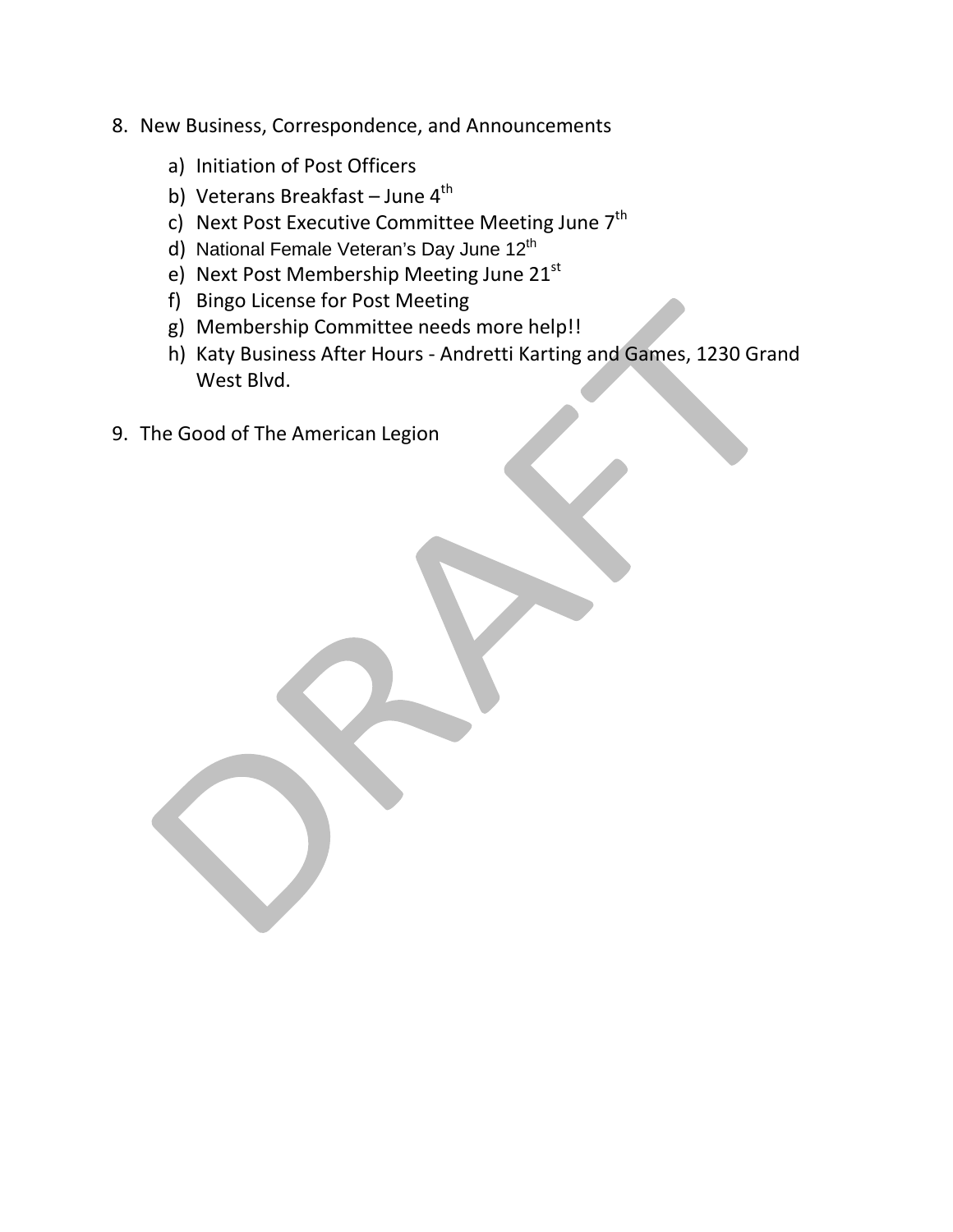8. New Business, Correspondence, and Announcements

    a) Initiation of Post Officers
    b) Veterans Breakfast – June 4th
    c) Next Post Executive Committee Meeting June 7th
    d) National Female Veteran's Day June 12th
    e) Next Post Membership Meeting June 21st
    f) Bingo License for Post Meeting
    g) Membership Committee needs more help!!
    h) Katy Business After Hours - Andretti Karting and Games, 1230 Grand West Blvd.

9. The Good of The American Legion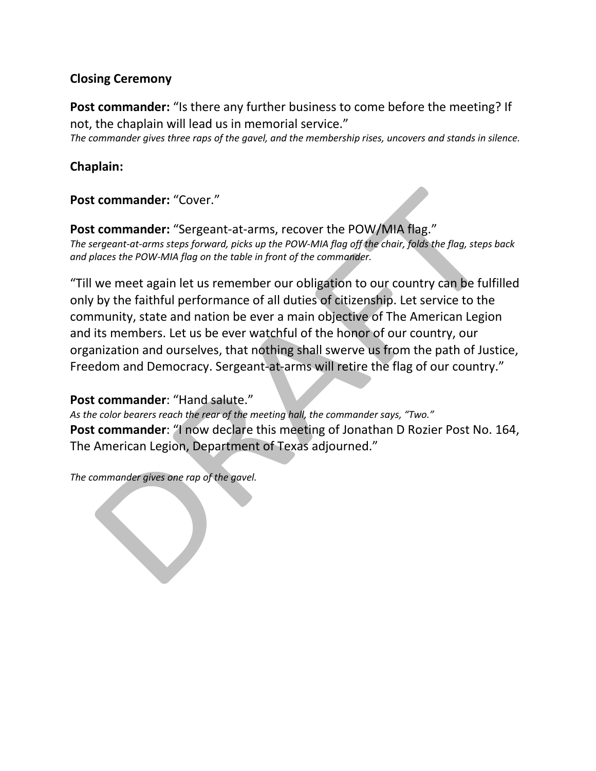## Closing Ceremony

**Post commander:** “Is there any further business to come before the meeting? If not, the chaplain will lead us in memorial service.”
*The commander gives three raps of the gavel, and the membership rises, uncovers and stands in silence.*

**Chaplain:**

**Post commander:** “Cover.”

**Post commander:** “Sergeant-at-arms, recover the POW/MIA flag.”
*The sergeant-at-arms steps forward, picks up the POW-MIA flag off the chair, folds the flag, steps back and places the POW-MIA flag on the table in front of the commander.*

“Till we meet again let us remember our obligation to our country can be fulfilled only by the faithful performance of all duties of citizenship. Let service to the community, state and nation be ever a main objective of The American Legion and its members. Let us be ever watchful of the honor of our country, our organization and ourselves, that nothing shall swerve us from the path of Justice, Freedom and Democracy. Sergeant-at-arms will retire the flag of our country.”

**Post commander**: “Hand salute.”
*As the color bearers reach the rear of the meeting hall, the commander says, “Two.”*
**Post commander**: “I now declare this meeting of Jonathan D Rozier Post No. 164, The American Legion, Department of Texas adjourned.”

*The commander gives one rap of the gavel.*